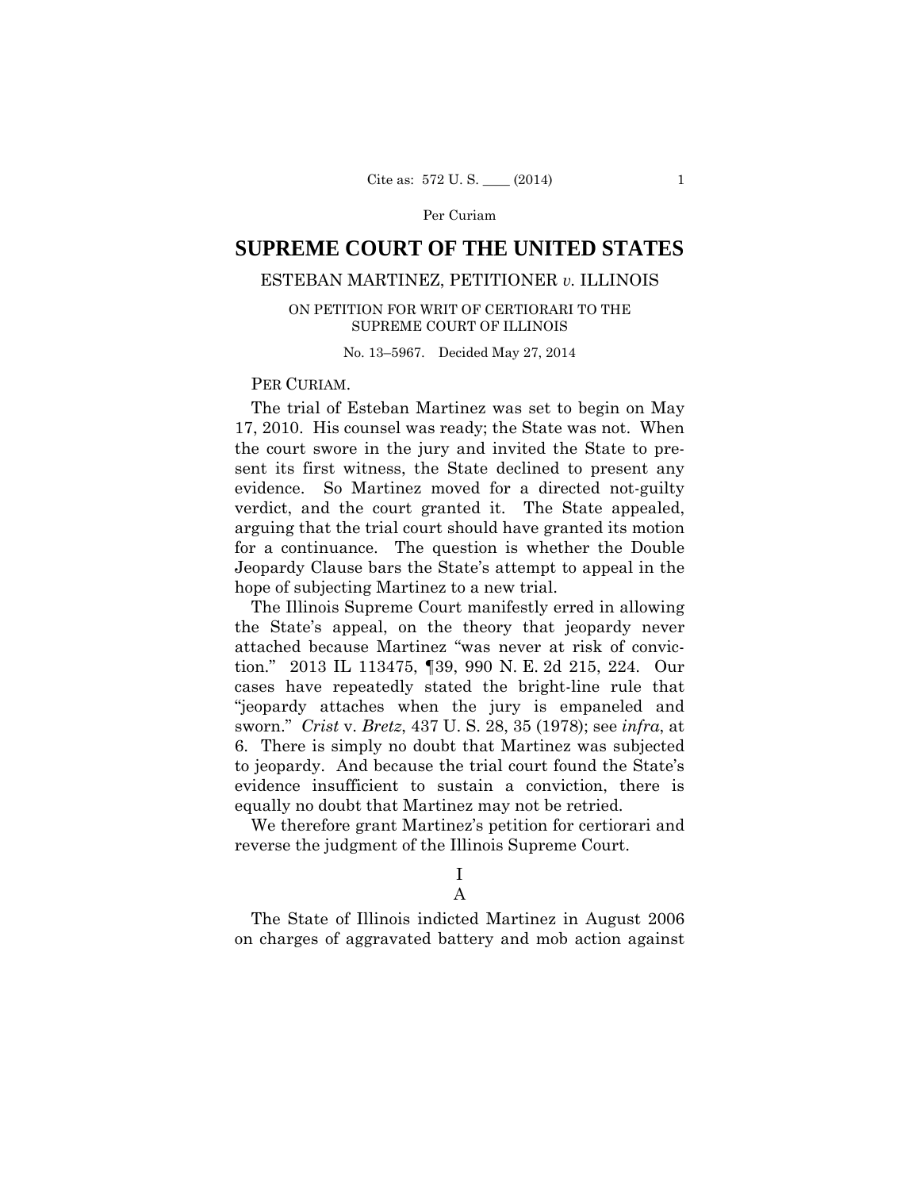Per Curiam

# SUPREME COURT OF THE UNITED STATES

## ESTEBAN MARTINEZ, PETITIONER *v.* ILLINOIS

ON PETITION FOR WRIT OF CERTIORARI TO THE SUPREME COURT OF ILLINOIS

No. 13–5967. Decided May 27, 2014

PER CURIAM.

The trial of Esteban Martinez was set to begin on May 17, 2010. His counsel was ready; the State was not. When the court swore in the jury and invited the State to present its first witness, the State declined to present any evidence. So Martinez moved for a directed not-guilty verdict, and the court granted it. The State appealed, arguing that the trial court should have granted its motion for a continuance. The question is whether the Double Jeopardy Clause bars the State's attempt to appeal in the hope of subjecting Martinez to a new trial.

The Illinois Supreme Court manifestly erred in allowing the State's appeal, on the theory that jeopardy never attached because Martinez "was never at risk of conviction." 2013 IL 113475, ¶39, 990 N. E. 2d 215, 224. Our cases have repeatedly stated the bright-line rule that "jeopardy attaches when the jury is empaneled and sworn." *Crist* v. *Bretz*, 437 U. S. 28, 35 (1978); see *infra*, at 6. There is simply no doubt that Martinez was subjected to jeopardy. And because the trial court found the State's evidence insufficient to sustain a conviction, there is equally no doubt that Martinez may not be retried.

We therefore grant Martinez's petition for certiorari and reverse the judgment of the Illinois Supreme Court.

## I

### A

The State of Illinois indicted Martinez in August 2006 on charges of aggravated battery and mob action against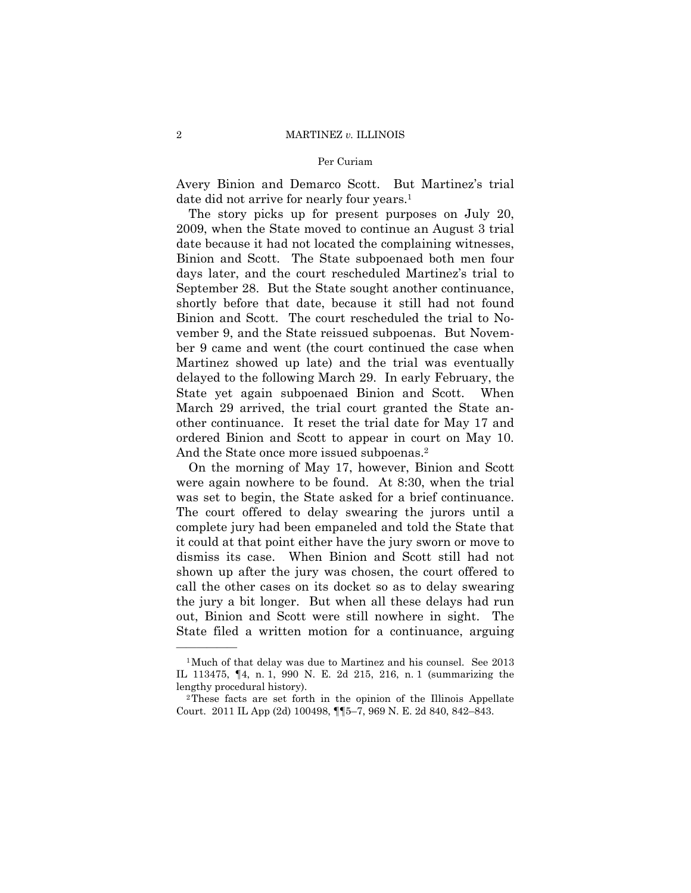Avery Binion and Demarco Scott. But Martinez's trial date did not arrive for nearly four years.[1]

The story picks up for present purposes on July 20, 2009, when the State moved to continue an August 3 trial date because it had not located the complaining witnesses, Binion and Scott. The State subpoenaed both men four days later, and the court rescheduled Martinez's trial to September 28. But the State sought another continuance, shortly before that date, because it still had not found Binion and Scott. The court rescheduled the trial to November 9, and the State reissued subpoenas. But November 9 came and went (the court continued the case when Martinez showed up late) and the trial was eventually delayed to the following March 29. In early February, the State yet again subpoenaed Binion and Scott. When March 29 arrived, the trial court granted the State another continuance. It reset the trial date for May 17 and ordered Binion and Scott to appear in court on May 10. And the State once more issued subpoenas.[2]

On the morning of May 17, however, Binion and Scott were again nowhere to be found. At 8:30, when the trial was set to begin, the State asked for a brief continuance. The court offered to delay swearing the jurors until a complete jury had been empaneled and told the State that it could at that point either have the jury sworn or move to dismiss its case. When Binion and Scott still had not shown up after the jury was chosen, the court offered to call the other cases on its docket so as to delay swearing the jury a bit longer. But when all these delays had run out, Binion and Scott were still nowhere in sight. The State filed a written motion for a continuance, arguing

---

[1] Much of that delay was due to Martinez and his counsel. See 2013 IL 113475, ¶4, n. 1, 990 N. E. 2d 215, 216, n. 1 (summarizing the lengthy procedural history).

[2] These facts are set forth in the opinion of the Illinois Appellate Court. 2011 IL App (2d) 100498, ¶¶5–7, 969 N. E. 2d 840, 842–843.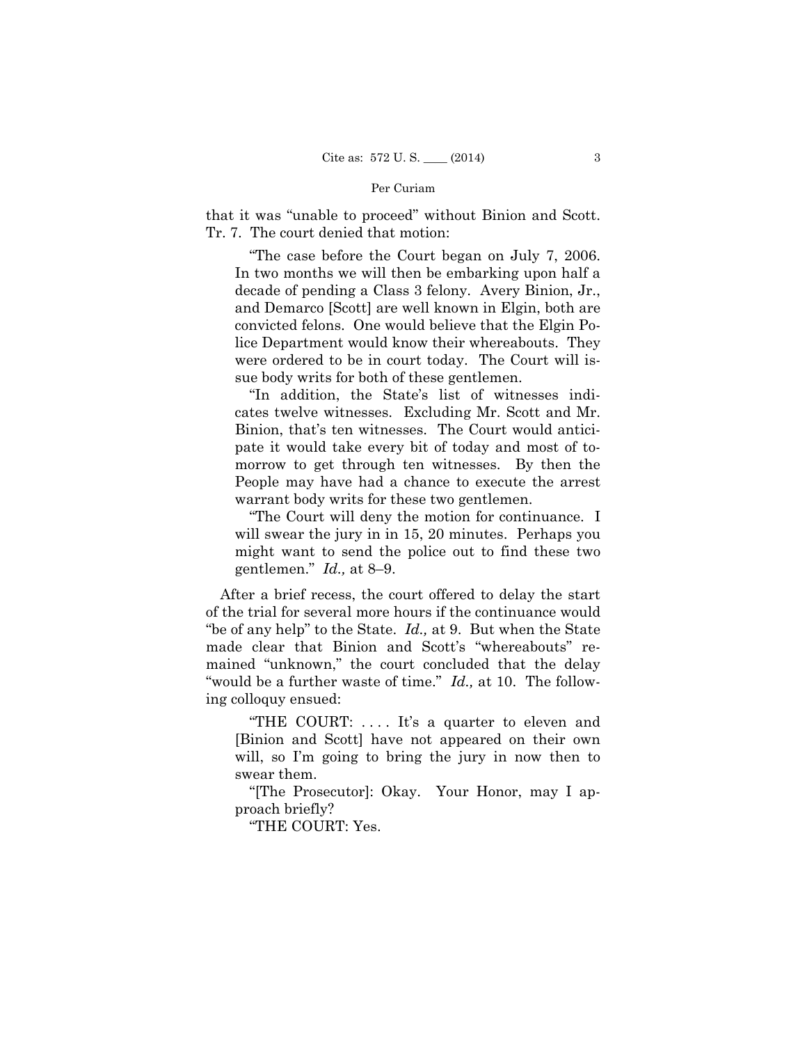that it was "unable to proceed" without Binion and Scott. Tr. 7. The court denied that motion:

> "The case before the Court began on July 7, 2006. In two months we will then be embarking upon half a decade of pending a Class 3 felony. Avery Binion, Jr., and Demarco [Scott] are well known in Elgin, both are convicted felons. One would believe that the Elgin Police Department would know their whereabouts. They were ordered to be in court today. The Court will issue body writs for both of these gentlemen.
>
> "In addition, the State's list of witnesses indicates twelve witnesses. Excluding Mr. Scott and Mr. Binion, that's ten witnesses. The Court would anticipate it would take every bit of today and most of tomorrow to get through ten witnesses. By then the People may have had a chance to execute the arrest warrant body writs for these two gentlemen.
>
> "The Court will deny the motion for continuance. I will swear the jury in in 15, 20 minutes. Perhaps you might want to send the police out to find these two gentlemen." *Id.,* at 8–9.

After a brief recess, the court offered to delay the start of the trial for several more hours if the continuance would "be of any help" to the State. *Id.,* at 9. But when the State made clear that Binion and Scott's "whereabouts" remained "unknown," the court concluded that the delay "would be a further waste of time." *Id.,* at 10. The following colloquy ensued:

> "THE COURT: . . . . It's a quarter to eleven and [Binion and Scott] have not appeared on their own will, so I'm going to bring the jury in now then to swear them.
>
> "[The Prosecutor]: Okay. Your Honor, may I approach briefly?
>
> "THE COURT: Yes.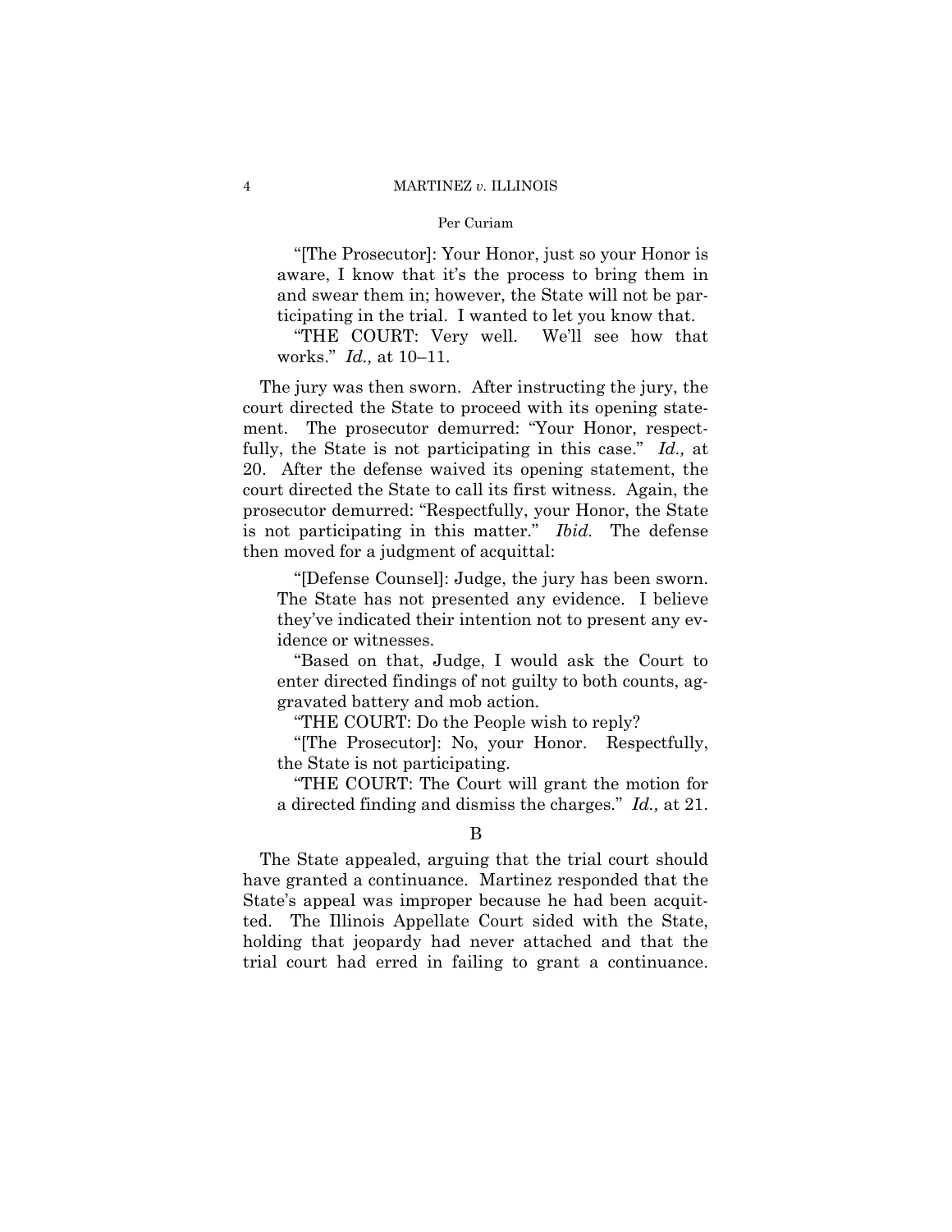"[The Prosecutor]: Your Honor, just so your Honor is aware, I know that it's the process to bring them in and swear them in; however, the State will not be participating in the trial. I wanted to let you know that.

"THE COURT: Very well. We'll see how that works." *Id.,* at 10–11.

The jury was then sworn. After instructing the jury, the court directed the State to proceed with its opening statement. The prosecutor demurred: "Your Honor, respectfully, the State is not participating in this case." *Id.,* at 20. After the defense waived its opening statement, the court directed the State to call its first witness. Again, the prosecutor demurred: "Respectfully, your Honor, the State is not participating in this matter." *Ibid.* The defense then moved for a judgment of acquittal:

"[Defense Counsel]: Judge, the jury has been sworn. The State has not presented any evidence. I believe they've indicated their intention not to present any evidence or witnesses.

"Based on that, Judge, I would ask the Court to enter directed findings of not guilty to both counts, aggravated battery and mob action.

"THE COURT: Do the People wish to reply?

"[The Prosecutor]: No, your Honor. Respectfully, the State is not participating.

"THE COURT: The Court will grant the motion for a directed finding and dismiss the charges." *Id.,* at 21.

B

The State appealed, arguing that the trial court should have granted a continuance. Martinez responded that the State's appeal was improper because he had been acquitted. The Illinois Appellate Court sided with the State, holding that jeopardy had never attached and that the trial court had erred in failing to grant a continuance.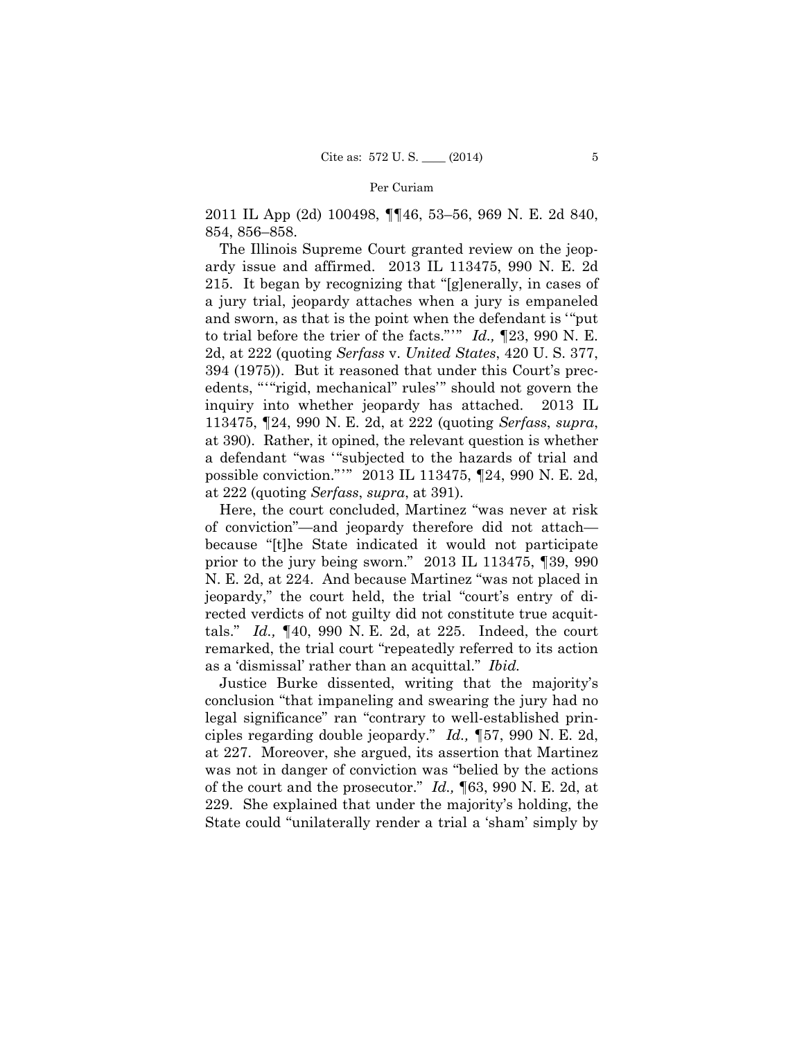2011 IL App (2d) 100498, ¶¶46, 53–56, 969 N. E. 2d 840, 854, 856–858.

The Illinois Supreme Court granted review on the jeopardy issue and affirmed. 2013 IL 113475, 990 N. E. 2d 215. It began by recognizing that "[g]enerally, in cases of a jury trial, jeopardy attaches when a jury is empaneled and sworn, as that is the point when the defendant is '"put to trial before the trier of the facts."'" *Id.,* ¶23, 990 N. E. 2d, at 222 (quoting *Serfass* v. *United States*, 420 U. S. 377, 394 (1975)). But it reasoned that under this Court's precedents, "'"rigid, mechanical" rules'" should not govern the inquiry into whether jeopardy has attached. 2013 IL 113475, ¶24, 990 N. E. 2d, at 222 (quoting *Serfass*, *supra*, at 390). Rather, it opined, the relevant question is whether a defendant "was '"subjected to the hazards of trial and possible conviction."'" 2013 IL 113475, ¶24, 990 N. E. 2d, at 222 (quoting *Serfass*, *supra*, at 391).

Here, the court concluded, Martinez "was never at risk of conviction"—and jeopardy therefore did not attach—because "[t]he State indicated it would not participate prior to the jury being sworn." 2013 IL 113475, ¶39, 990 N. E. 2d, at 224. And because Martinez "was not placed in jeopardy," the court held, the trial "court's entry of directed verdicts of not guilty did not constitute true acquittals." *Id.,* ¶40, 990 N. E. 2d, at 225. Indeed, the court remarked, the trial court "repeatedly referred to its action as a 'dismissal' rather than an acquittal." *Ibid.*

Justice Burke dissented, writing that the majority's conclusion "that impaneling and swearing the jury had no legal significance" ran "contrary to well-established principles regarding double jeopardy." *Id.,* ¶57, 990 N. E. 2d, at 227. Moreover, she argued, its assertion that Martinez was not in danger of conviction was "belied by the actions of the court and the prosecutor." *Id.,* ¶63, 990 N. E. 2d, at 229. She explained that under the majority's holding, the State could "unilaterally render a trial a 'sham' simply by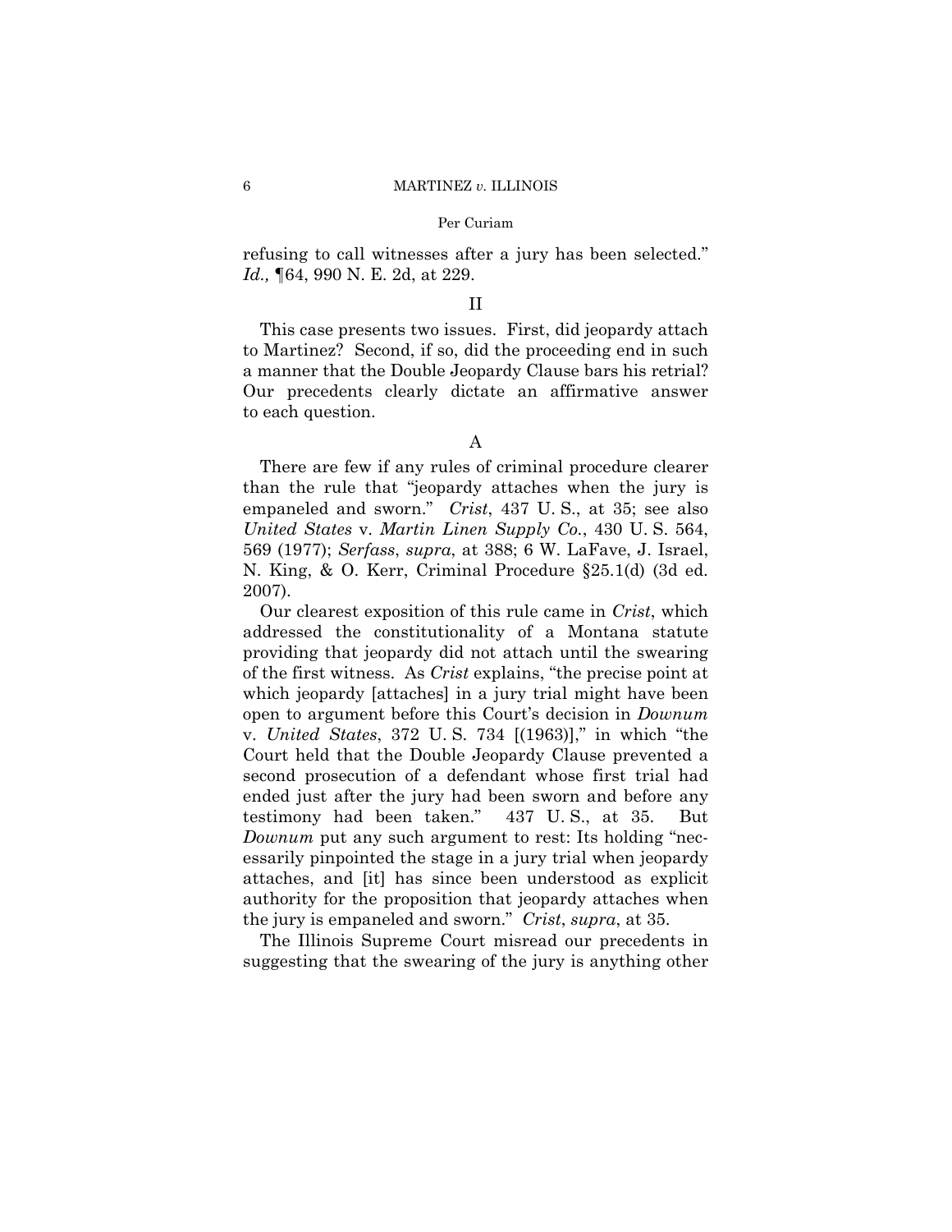refusing to call witnesses after a jury has been selected." *Id.,* ¶64, 990 N. E. 2d, at 229.

## II

This case presents two issues. First, did jeopardy attach to Martinez? Second, if so, did the proceeding end in such a manner that the Double Jeopardy Clause bars his retrial? Our precedents clearly dictate an affirmative answer to each question.

### A

There are few if any rules of criminal procedure clearer than the rule that "jeopardy attaches when the jury is empaneled and sworn." *Crist*, 437 U. S., at 35; see also *United States* v. *Martin Linen Supply Co.*, 430 U. S. 564, 569 (1977); *Serfass*, *supra*, at 388; 6 W. LaFave, J. Israel, N. King, & O. Kerr, Criminal Procedure §25.1(d) (3d ed. 2007).

Our clearest exposition of this rule came in *Crist*, which addressed the constitutionality of a Montana statute providing that jeopardy did not attach until the swearing of the first witness. As *Crist* explains, "the precise point at which jeopardy [attaches] in a jury trial might have been open to argument before this Court's decision in *Downum* v. *United States*, 372 U. S. 734 [(1963)]," in which "the Court held that the Double Jeopardy Clause prevented a second prosecution of a defendant whose first trial had ended just after the jury had been sworn and before any testimony had been taken." 437 U. S., at 35. But *Downum* put any such argument to rest: Its holding "necessarily pinpointed the stage in a jury trial when jeopardy attaches, and [it] has since been understood as explicit authority for the proposition that jeopardy attaches when the jury is empaneled and sworn." *Crist*, *supra*, at 35.

The Illinois Supreme Court misread our precedents in suggesting that the swearing of the jury is anything other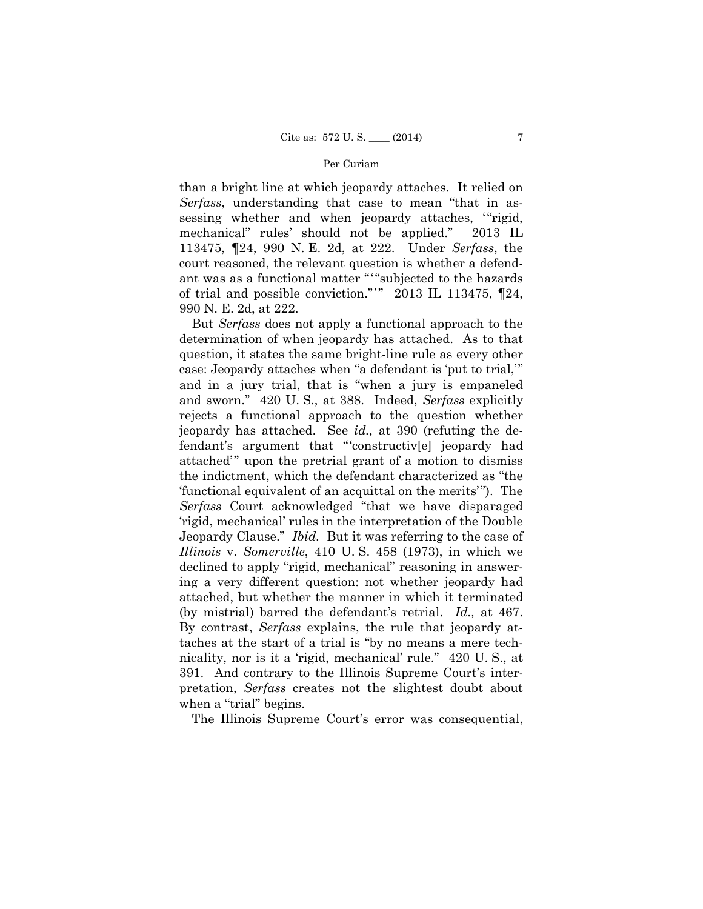than a bright line at which jeopardy attaches. It relied on *Serfass*, understanding that case to mean "that in assessing whether and when jeopardy attaches, '"rigid, mechanical" rules' should not be applied." 2013 IL 113475, ¶24, 990 N. E. 2d, at 222. Under *Serfass*, the court reasoned, the relevant question is whether a defendant was as a functional matter "'"subjected to the hazards of trial and possible conviction."'" 2013 IL 113475, ¶24, 990 N. E. 2d, at 222.

But *Serfass* does not apply a functional approach to the determination of when jeopardy has attached. As to that question, it states the same bright-line rule as every other case: Jeopardy attaches when "a defendant is 'put to trial,'" and in a jury trial, that is "when a jury is empaneled and sworn." 420 U. S., at 388. Indeed, *Serfass* explicitly rejects a functional approach to the question whether jeopardy has attached. See *id.,* at 390 (refuting the defendant's argument that "'constructiv[e] jeopardy had attached'" upon the pretrial grant of a motion to dismiss the indictment, which the defendant characterized as "the 'functional equivalent of an acquittal on the merits'"). The *Serfass* Court acknowledged "that we have disparaged 'rigid, mechanical' rules in the interpretation of the Double Jeopardy Clause." *Ibid.* But it was referring to the case of *Illinois* v. *Somerville*, 410 U. S. 458 (1973), in which we declined to apply "rigid, mechanical" reasoning in answering a very different question: not whether jeopardy had attached, but whether the manner in which it terminated (by mistrial) barred the defendant's retrial. *Id.,* at 467. By contrast, *Serfass* explains, the rule that jeopardy attaches at the start of a trial is "by no means a mere technicality, nor is it a 'rigid, mechanical' rule." 420 U. S., at 391. And contrary to the Illinois Supreme Court's interpretation, *Serfass* creates not the slightest doubt about when a "trial" begins.

The Illinois Supreme Court's error was consequential,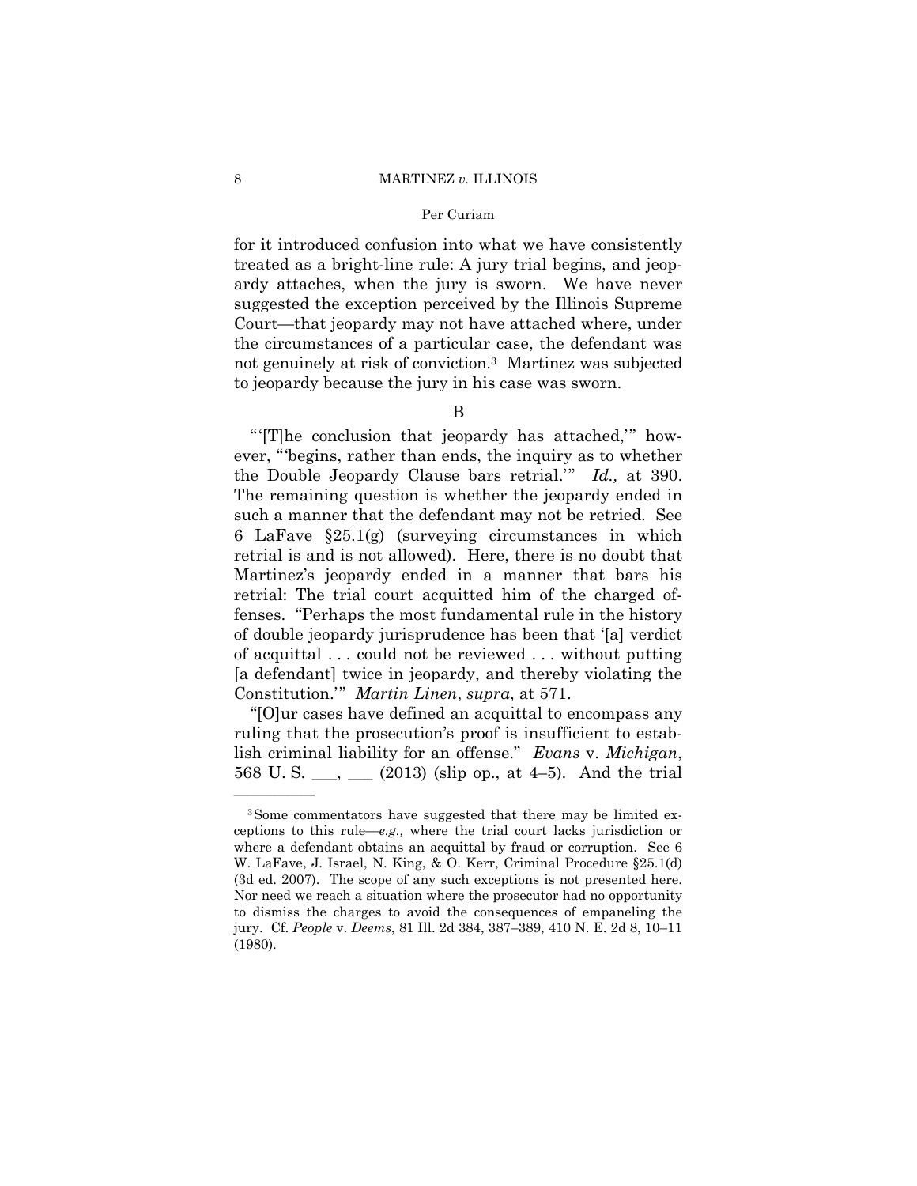for it introduced confusion into what we have consistently treated as a bright-line rule: A jury trial begins, and jeopardy attaches, when the jury is sworn. We have never suggested the exception perceived by the Illinois Supreme Court—that jeopardy may not have attached where, under the circumstances of a particular case, the defendant was not genuinely at risk of conviction.[3] Martinez was subjected to jeopardy because the jury in his case was sworn.

B

"'[T]he conclusion that jeopardy has attached,'" however, "'begins, rather than ends, the inquiry as to whether the Double Jeopardy Clause bars retrial.'" *Id.,* at 390. The remaining question is whether the jeopardy ended in such a manner that the defendant may not be retried. See 6 LaFave §25.1(g) (surveying circumstances in which retrial is and is not allowed). Here, there is no doubt that Martinez's jeopardy ended in a manner that bars his retrial: The trial court acquitted him of the charged offenses. "Perhaps the most fundamental rule in the history of double jeopardy jurisprudence has been that '[a] verdict of acquittal . . . could not be reviewed . . . without putting [a defendant] twice in jeopardy, and thereby violating the Constitution.'" *Martin Linen*, *supra*, at 571.

"[O]ur cases have defined an acquittal to encompass any ruling that the prosecution's proof is insufficient to establish criminal liability for an offense." *Evans* v. *Michigan*, 568 U. S. ___, ___ (2013) (slip op., at 4–5). And the trial

---

[3] Some commentators have suggested that there may be limited exceptions to this rule—*e.g.,* where the trial court lacks jurisdiction or where a defendant obtains an acquittal by fraud or corruption. See 6 W. LaFave, J. Israel, N. King, & O. Kerr, Criminal Procedure §25.1(d) (3d ed. 2007). The scope of any such exceptions is not presented here. Nor need we reach a situation where the prosecutor had no opportunity to dismiss the charges to avoid the consequences of empaneling the jury. Cf. *People* v. *Deems*, 81 Ill. 2d 384, 387–389, 410 N. E. 2d 8, 10–11 (1980).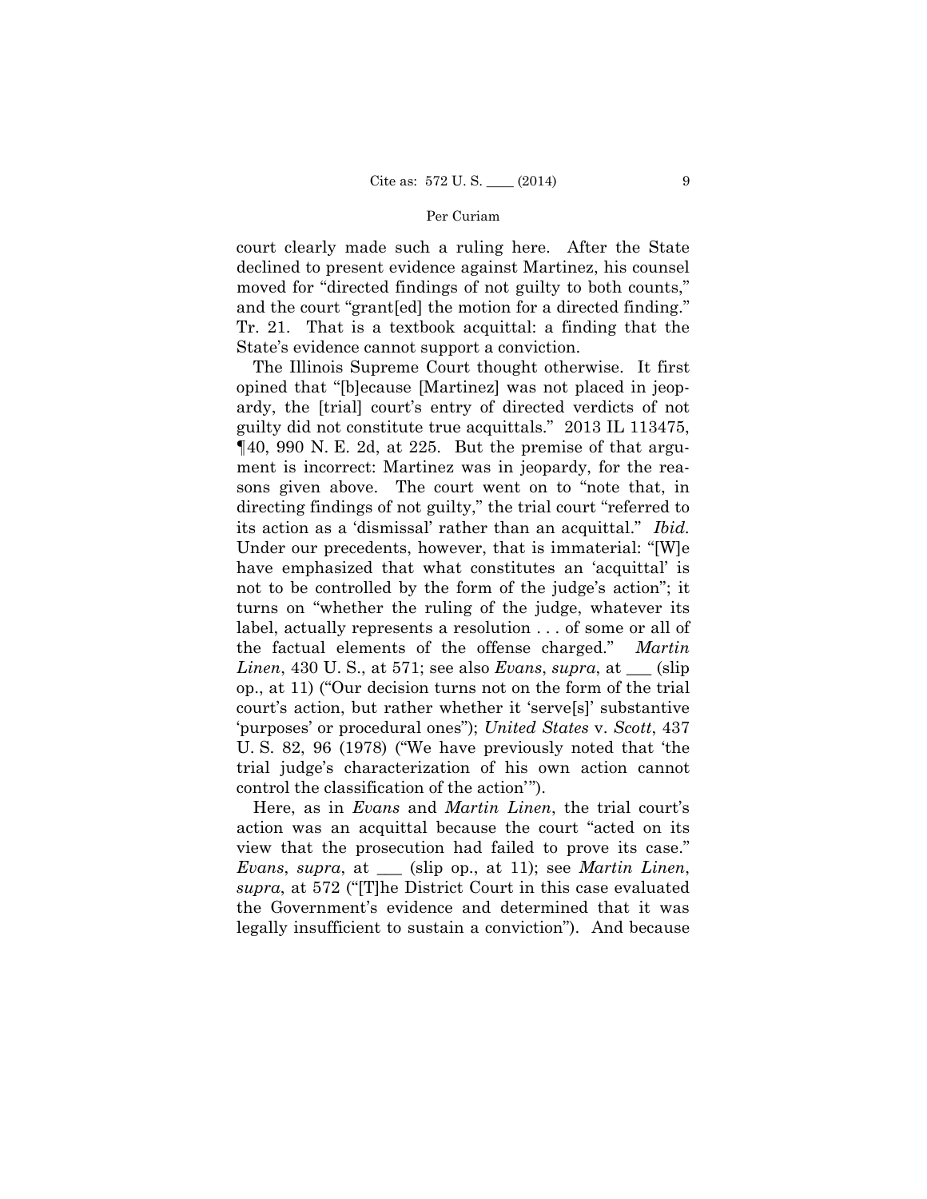court clearly made such a ruling here. After the State declined to present evidence against Martinez, his counsel moved for "directed findings of not guilty to both counts," and the court "grant[ed] the motion for a directed finding." Tr. 21. That is a textbook acquittal: a finding that the State's evidence cannot support a conviction.

The Illinois Supreme Court thought otherwise. It first opined that "[b]ecause [Martinez] was not placed in jeopardy, the [trial] court's entry of directed verdicts of not guilty did not constitute true acquittals." 2013 IL 113475, ¶40, 990 N. E. 2d, at 225. But the premise of that argument is incorrect: Martinez was in jeopardy, for the reasons given above. The court went on to "note that, in directing findings of not guilty," the trial court "referred to its action as a 'dismissal' rather than an acquittal." *Ibid.* Under our precedents, however, that is immaterial: "[W]e have emphasized that what constitutes an 'acquittal' is not to be controlled by the form of the judge's action"; it turns on "whether the ruling of the judge, whatever its label, actually represents a resolution . . . of some or all of the factual elements of the offense charged." *Martin Linen*, 430 U. S., at 571; see also *Evans*, *supra*, at ___ (slip op., at 11) ("Our decision turns not on the form of the trial court's action, but rather whether it 'serve[s]' substantive 'purposes' or procedural ones"); *United States* v. *Scott*, 437 U. S. 82, 96 (1978) ("We have previously noted that 'the trial judge's characterization of his own action cannot control the classification of the action'").

Here, as in *Evans* and *Martin Linen*, the trial court's action was an acquittal because the court "acted on its view that the prosecution had failed to prove its case." *Evans*, *supra*, at ___ (slip op., at 11); see *Martin Linen*, *supra*, at 572 ("[T]he District Court in this case evaluated the Government's evidence and determined that it was legally insufficient to sustain a conviction"). And because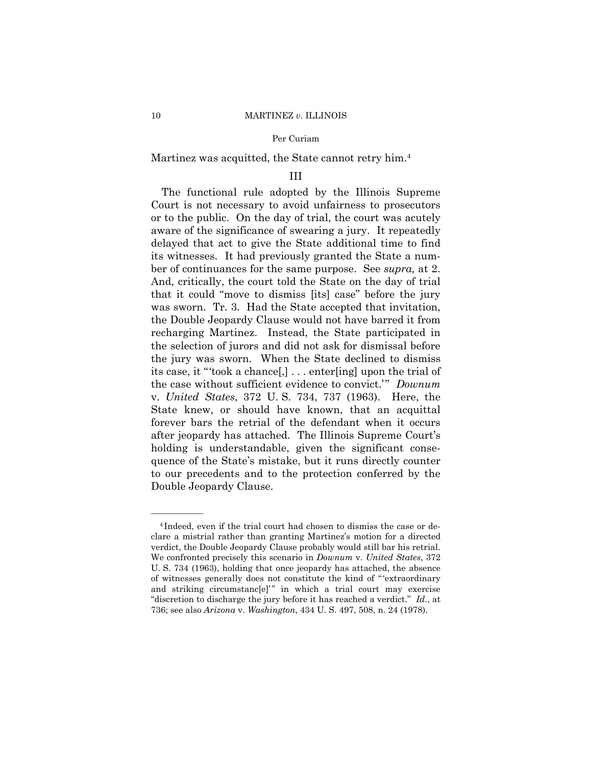Martinez was acquitted, the State cannot retry him.[4]

## III

The functional rule adopted by the Illinois Supreme Court is not necessary to avoid unfairness to prosecutors or to the public. On the day of trial, the court was acutely aware of the significance of swearing a jury. It repeatedly delayed that act to give the State additional time to find its witnesses. It had previously granted the State a number of continuances for the same purpose. See *supra,* at 2. And, critically, the court told the State on the day of trial that it could "move to dismiss [its] case" before the jury was sworn. Tr. 3. Had the State accepted that invitation, the Double Jeopardy Clause would not have barred it from recharging Martinez. Instead, the State participated in the selection of jurors and did not ask for dismissal before the jury was sworn. When the State declined to dismiss its case, it "'took a chance[,] . . . enter[ing] upon the trial of the case without sufficient evidence to convict.'" *Downum* v. *United States*, 372 U. S. 734, 737 (1963). Here, the State knew, or should have known, that an acquittal forever bars the retrial of the defendant when it occurs after jeopardy has attached. The Illinois Supreme Court's holding is understandable, given the significant consequence of the State's mistake, but it runs directly counter to our precedents and to the protection conferred by the Double Jeopardy Clause.

---

[4] Indeed, even if the trial court had chosen to dismiss the case or declare a mistrial rather than granting Martinez's motion for a directed verdict, the Double Jeopardy Clause probably would still bar his retrial. We confronted precisely this scenario in *Downum* v. *United States*, 372 U. S. 734 (1963), holding that once jeopardy has attached, the absence of witnesses generally does not constitute the kind of "'extraordinary and striking circumstanc[e]'" in which a trial court may exercise "discretion to discharge the jury before it has reached a verdict." *Id.*, at 736; see also *Arizona* v. *Washington*, 434 U. S. 497, 508, n. 24 (1978).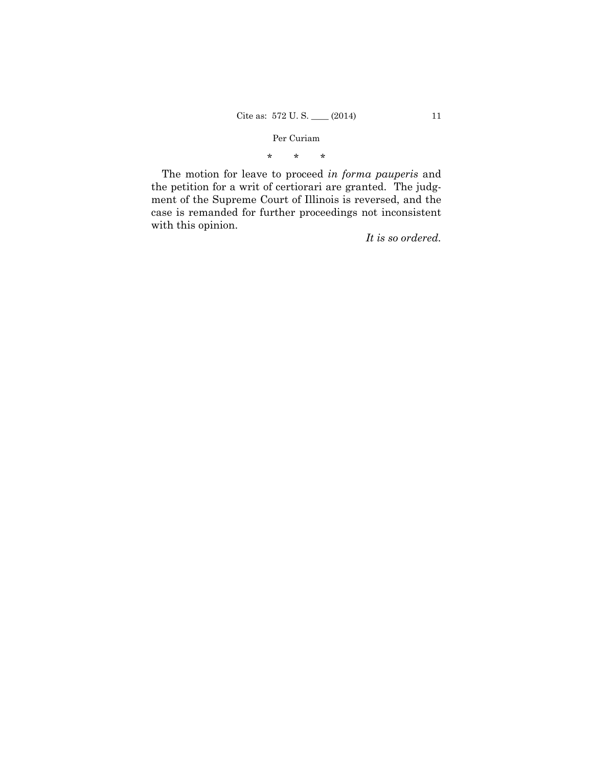\*        \*        \*

The motion for leave to proceed *in forma pauperis* and the petition for a writ of certiorari are granted. The judgment of the Supreme Court of Illinois is reversed, and the case is remanded for further proceedings not inconsistent with this opinion.

*It is so ordered.*